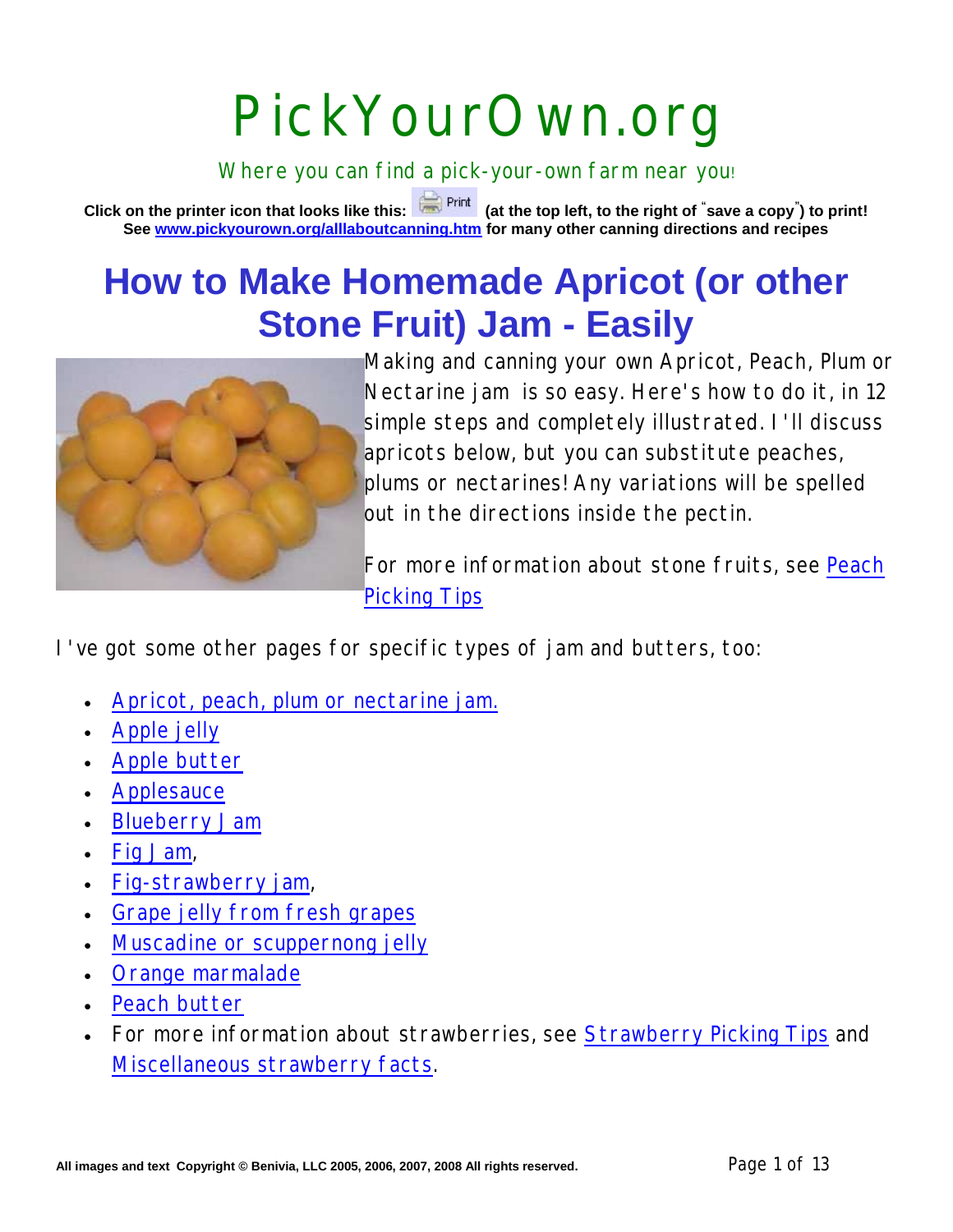# PickYourOwn.org

Where you can find a pick-your-own farm near you!

**Click on the printer icon that looks like this: Print (at the top left, to the right of "save a copy") to print!**
**See www.pickyourown.org/alllaboutcanning.htm for many other canning directions and recipes**

# How to Make Homemade Apricot (or other Stone Fruit) Jam - Easily

Making and canning your own Apricot, Peach, Plum or Nectarine jam is so easy. Here's how to do it, in 12 simple steps and completely illustrated. I'll discuss apricots below, but you can substitute peaches, plums or nectarines! Any variations will be spelled out in the directions inside the pectin.

For more information about stone fruits, see Peach Picking Tips

I've got some other pages for specific types of jam and butters, too:

- Apricot, peach, plum or nectarine jam.
- Apple jelly
- Apple butter
- Applesauce
- Blueberry Jam
- Fig Jam,
- Fig-strawberry jam,
- Grape jelly from fresh grapes
- Muscadine or scuppernong jelly
- Orange marmalade
- Peach butter
- For more information about strawberries, see Strawberry Picking Tips and Miscellaneous strawberry facts.

All images and text Copyright © Benivia, LLC 2005, 2006, 2007, 2008 All rights reserved.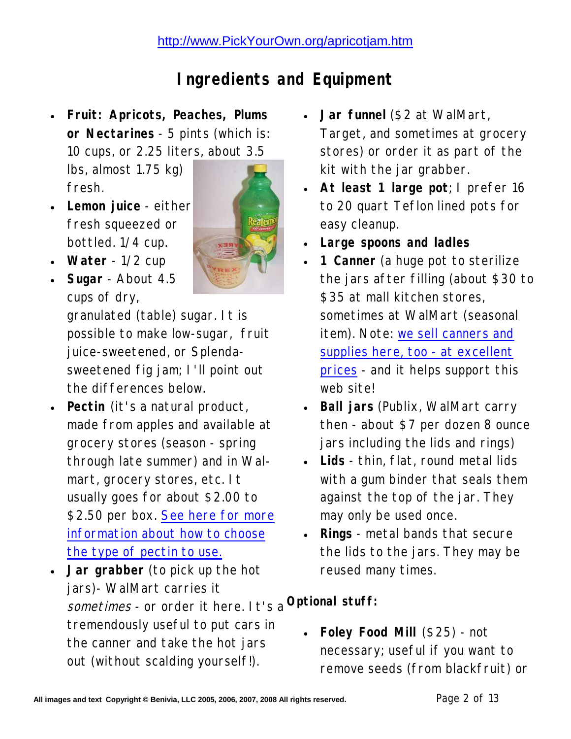http://www.PickYourOwn.org/apricotjam.htm

# Ingredients and Equipment

- **Fruit: Apricots, Peaches, Plums or Nectarines** - 5 pints (which is: 10 cups, or 2.25 liters, about 3.5 lbs, almost 1.75 kg) fresh.
- **Lemon juice** - either fresh squeezed or bottled. 1/4 cup.
- **Water** - 1/2 cup
- **Sugar** - About 4.5 cups of dry, granulated (table) sugar. It is possible to make low-sugar, fruit juice-sweetened, or Splenda-sweetened fig jam; I'll point out the differences below.
- **Pectin** (it's a natural product, made from apples and available at grocery stores (season - spring through late summer) and in Wal-mart, grocery stores, etc. It usually goes for about $2.00 to $2.50 per box. See here for more information about how to choose the type of pectin to use.
- **Jar grabber** (to pick up the hot jars)- WalMart carries it *sometimes* - or order it here. It's a tremendously useful to put cars in the canner and take the hot jars out (without scalding yourself!).
- **Jar funnel** ($2 at WalMart, Target, and sometimes at grocery stores) or order it as part of the kit with the jar grabber.
- **At least 1 large pot**; I prefer 16 to 20 quart Teflon lined pots for easy cleanup.
- **Large spoons and ladles**
- **1 Canner** (a huge pot to sterilize the jars after filling (about $30 to $35 at mall kitchen stores, sometimes at WalMart (seasonal item). Note: we sell canners and supplies here, too - at excellent prices - and it helps support this web site!
- **Ball jars** (Publix, WalMart carry then - about $7 per dozen 8 ounce jars including the lids and rings)
- **Lids** - thin, flat, round metal lids with a gum binder that seals them against the top of the jar. They may only be used once.
- **Rings** - metal bands that secure the lids to the jars. They may be reused many times.

**Optional stuff:**

- **Foley Food Mill** ($25) - not necessary; useful if you want to remove seeds (from blackfruit) or

All images and text Copyright © Benivia, LLC 2005, 2006, 2007, 2008 All rights reserved.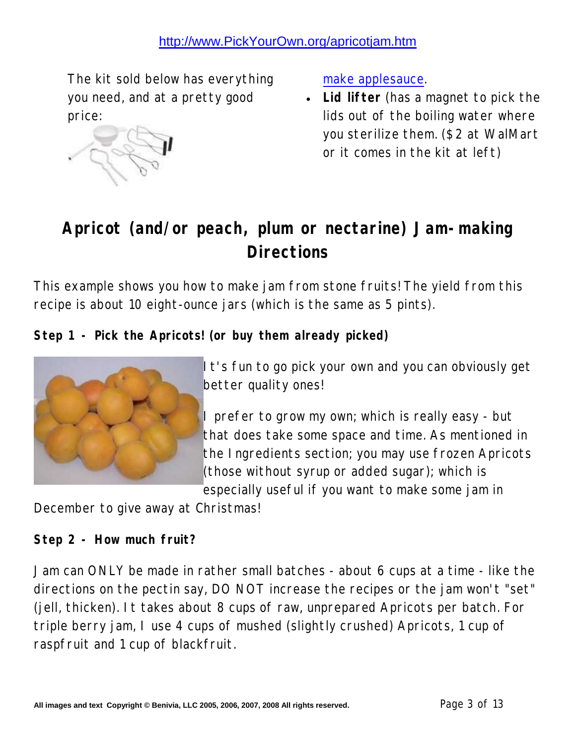The kit sold below has everything you need, and at a pretty good price:

make applesauce.

- **Lid lifter** (has a magnet to pick the lids out of the boiling water where you sterilize them. ($2 at WalMart or it comes in the kit at left)

## Apricot (and/or peach, plum or nectarine) Jam-making Directions

This example shows you how to make jam from stone fruits! The yield from this recipe is about 10 eight-ounce jars (which is the same as 5 pints).

**Step 1 - Pick the Apricots! (or buy them already picked)**

It's fun to go pick your own and you can obviously get better quality ones!

I prefer to grow my own; which is really easy - but that does take some space and time. As mentioned in the Ingredients section; you may use frozen Apricots (those without syrup or added sugar); which is especially useful if you want to make some jam in December to give away at Christmas!

**Step 2 - How much fruit?**

Jam can ONLY be made in rather small batches - about 6 cups at a time - like the directions on the pectin say, DO NOT increase the recipes or the jam won't "set" (jell, thicken). It takes about 8 cups of raw, unprepared Apricots per batch. For triple berry jam, I use 4 cups of mushed (slightly crushed) Apricots, 1 cup of raspfruit and 1 cup of blackfruit.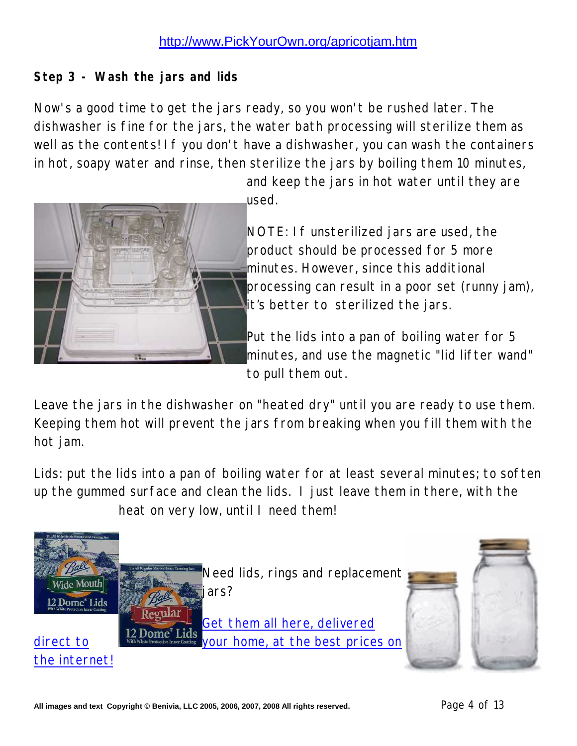http://www.PickYourOwn.org/apricotjam.htm

**Step 3 - Wash the jars and lids**

Now's a good time to get the jars ready, so you won't be rushed later. The dishwasher is fine for the jars, the water bath processing will sterilize them as well as the contents! If you don't have a dishwasher, you can wash the containers in hot, soapy water and rinse, then sterilize the jars by boiling them 10 minutes, and keep the jars in hot water until they are used.

NOTE: If unsterilized jars are used, the product should be processed for 5 more minutes. However, since this additional processing can result in a poor set (runny jam), it's better to sterilized the jars.

Put the lids into a pan of boiling water for 5 minutes, and use the magnetic "lid lifter wand" to pull them out.

Leave the jars in the dishwasher on "heated dry" until you are ready to use them. Keeping them hot will prevent the jars from breaking when you fill them with the hot jam.

Lids: put the lids into a pan of boiling water for at least several minutes; to soften up the gummed surface and clean the lids. I just leave them in there, with the heat on very low, until I need them!

Need lids, rings and replacement jars?

Get them all here, delivered direct to your home, at the best prices on the internet!

All images and text Copyright © Benivia, LLC 2005, 2006, 2007, 2008 All rights reserved.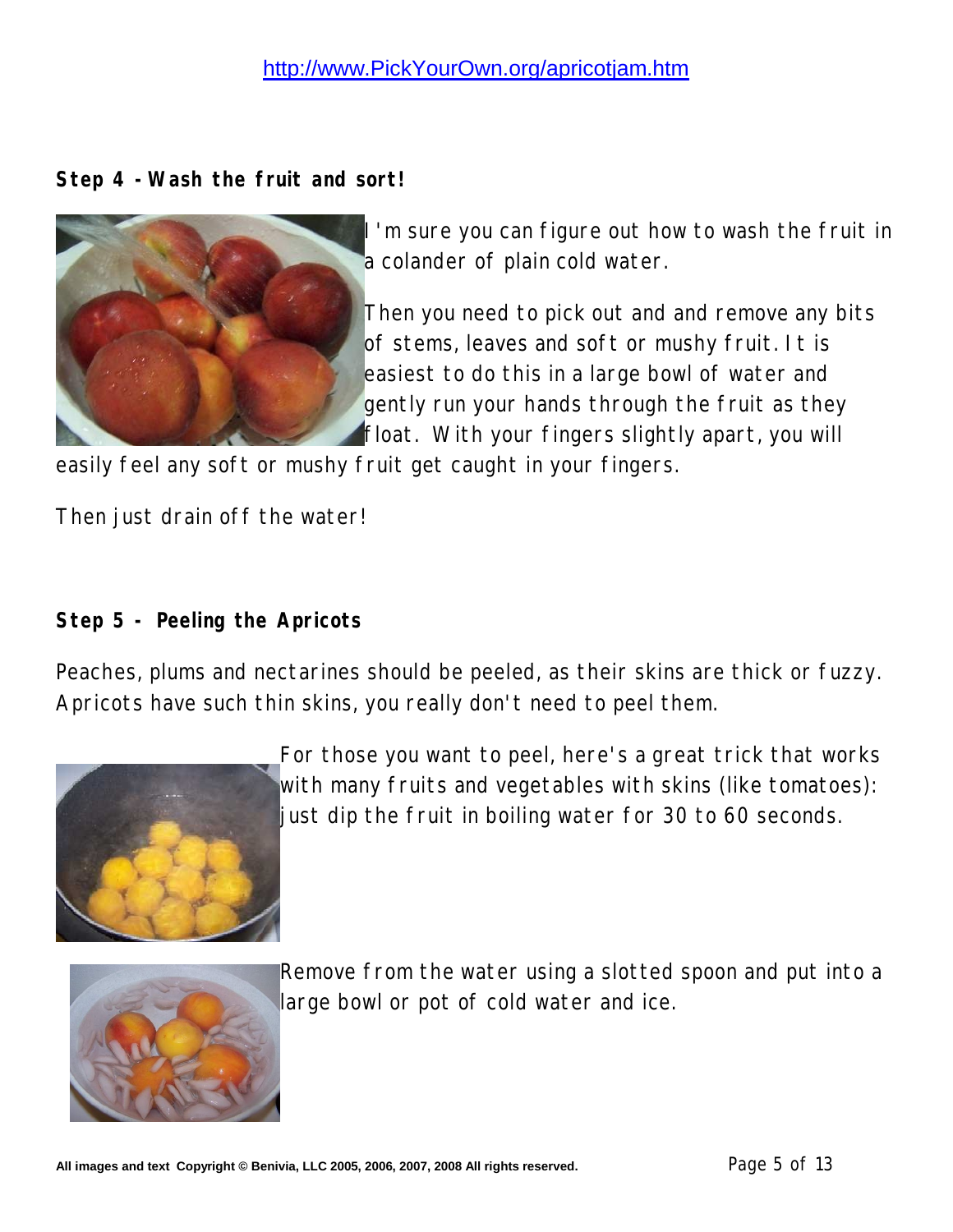**Step 4 - Wash the fruit and sort!**

I'm sure you can figure out how to wash the fruit in a colander of plain cold water.

Then you need to pick out and and remove any bits of stems, leaves and soft or mushy fruit. It is easiest to do this in a large bowl of water and gently run your hands through the fruit as they float. With your fingers slightly apart, you will easily feel any soft or mushy fruit get caught in your fingers.

Then just drain off the water!

**Step 5 - Peeling the Apricots**

Peaches, plums and nectarines should be peeled, as their skins are thick or fuzzy. Apricots have such thin skins, you really don't need to peel them.

For those you want to peel, here's a great trick that works with many fruits and vegetables with skins (like tomatoes): just dip the fruit in boiling water for 30 to 60 seconds.

Remove from the water using a slotted spoon and put into a large bowl or pot of cold water and ice.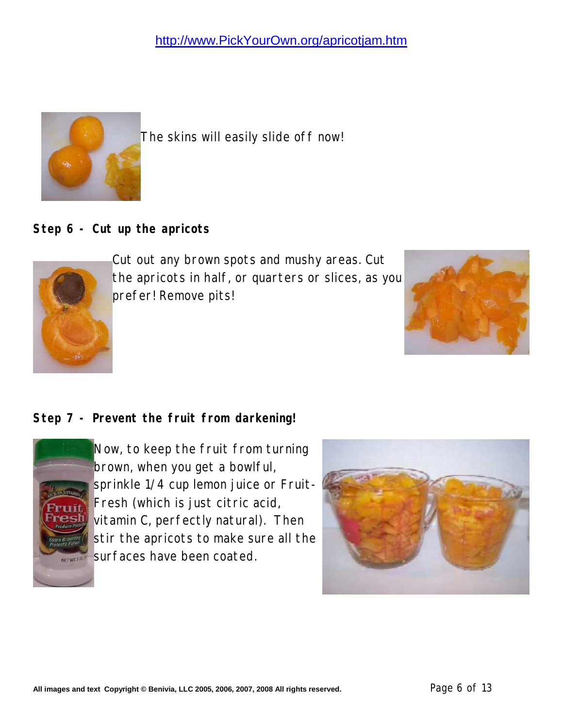The skins will easily slide off now!

## Step 6 - Cut up the apricots

Cut out any brown spots and mushy areas. Cut the apricots in half, or quarters or slices, as you prefer! Remove pits!

## Step 7 - Prevent the fruit from darkening!

Now, to keep the fruit from turning brown, when you get a bowlful, sprinkle 1/4 cup lemon juice or Fruit-Fresh (which is just citric acid, vitamin C, perfectly natural). Then stir the apricots to make sure all the surfaces have been coated.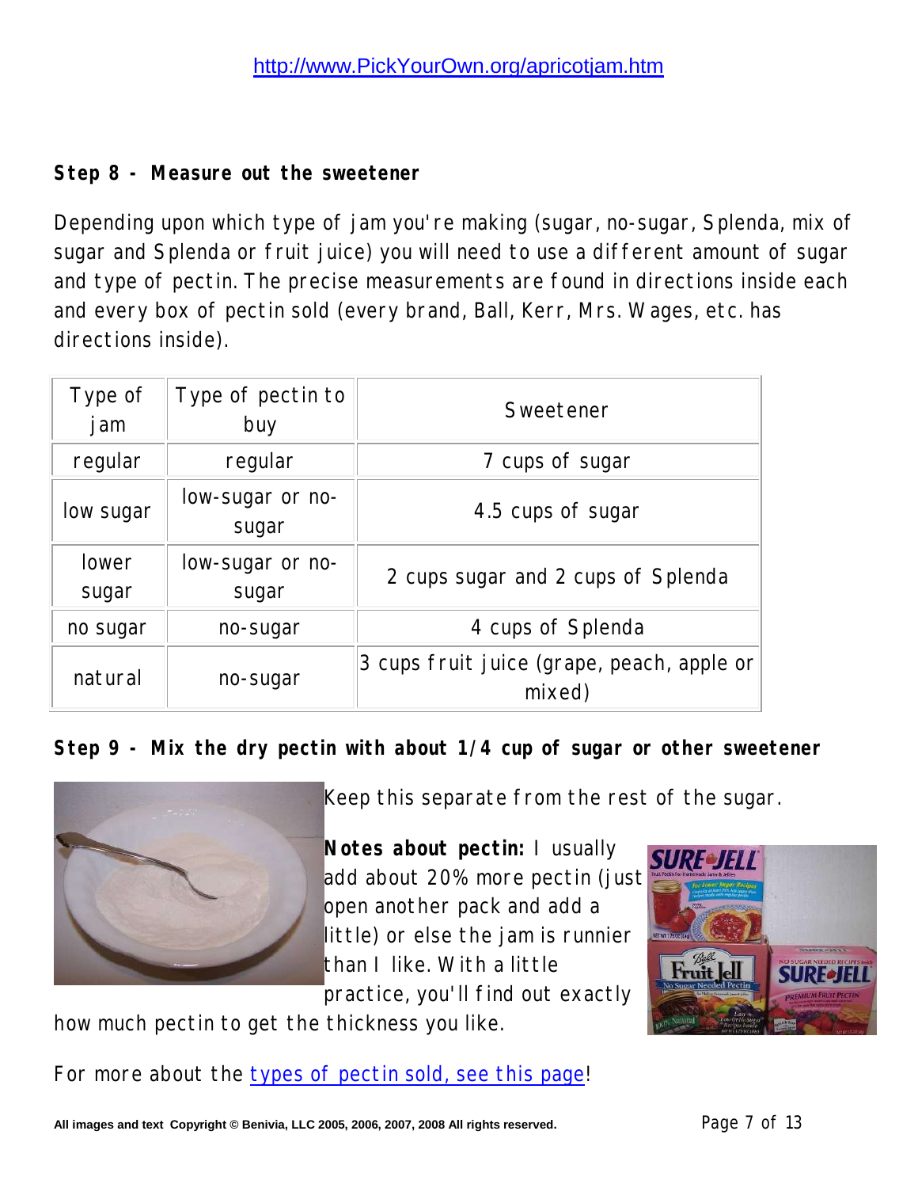**Step 8 - Measure out the sweetener**

Depending upon which type of jam you're making (sugar, no-sugar, Splenda, mix of sugar and Splenda or fruit juice) you will need to use a different amount of sugar and type of pectin. The precise measurements are found in directions inside each and every box of pectin sold (every brand, Ball, Kerr, Mrs. Wages, etc. has directions inside).

| Type of jam | Type of pectin to buy | Sweetener |
|---|---|---|
| regular | regular | 7 cups of sugar |
| low sugar | low-sugar or no-sugar | 4.5 cups of sugar |
| lower sugar | low-sugar or no-sugar | 2 cups sugar and 2 cups of Splenda |
| no sugar | no-sugar | 4 cups of Splenda |
| natural | no-sugar | 3 cups fruit juice (grape, peach, apple or mixed) |

**Step 9 - Mix the dry pectin with about 1/4 cup of sugar or other sweetener**

Keep this separate from the rest of the sugar.

**Notes about pectin:** I usually add about 20% more pectin (just open another pack and add a little) or else the jam is runnier than I like. With a little practice, you'll find out exactly how much pectin to get the thickness you like.

For more about the types of pectin sold, see this page!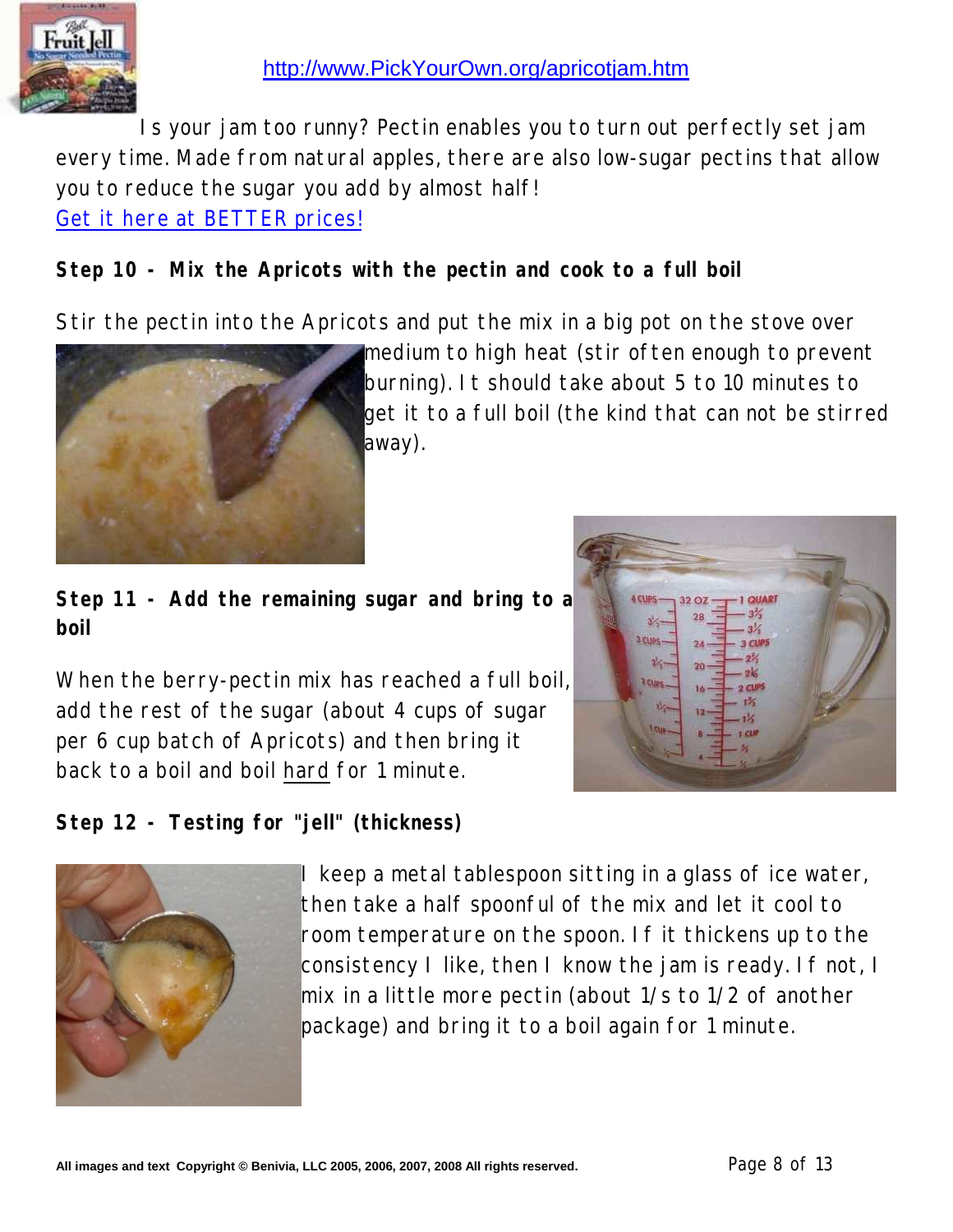http://www.PickYourOwn.org/apricotjam.htm

Is your jam too runny? Pectin enables you to turn out perfectly set jam every time. Made from natural apples, there are also low-sugar pectins that allow you to reduce the sugar you add by almost half!
Get it here at BETTER prices!

**Step 10 - Mix the Apricots with the pectin and cook to a full boil**

Stir the pectin into the Apricots and put the mix in a big pot on the stove over medium to high heat (stir often enough to prevent burning). It should take about 5 to 10 minutes to get it to a full boil (the kind that can not be stirred away).

**Step 11 - Add the remaining sugar and bring to a boil**

When the berry-pectin mix has reached a full boil, add the rest of the sugar (about 4 cups of sugar per 6 cup batch of Apricots) and then bring it back to a boil and boil hard for 1 minute.

**Step 12 - Testing for "jell" (thickness)**

I keep a metal tablespoon sitting in a glass of ice water, then take a half spoonful of the mix and let it cool to room temperature on the spoon. If it thickens up to the consistency I like, then I know the jam is ready. If not, I mix in a little more pectin (about 1/s to 1/2 of another package) and bring it to a boil again for 1 minute.

All images and text Copyright © Benivia, LLC 2005, 2006, 2007, 2008 All rights reserved.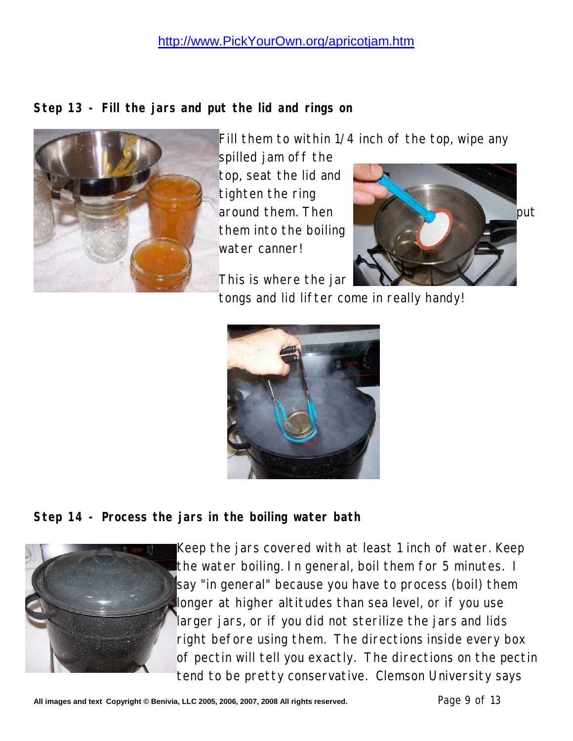http://www.PickYourOwn.org/apricotjam.htm

**Step 13 - Fill the jars and put the lid and rings on**

Fill them to within 1/4 inch of the top, wipe any spilled jam off the top, seat the lid and tighten the ring around them. Then put them into the boiling water canner!

This is where the jar tongs and lid lifter come in really handy!

**Step 14 - Process the jars in the boiling water bath**

Keep the jars covered with at least 1 inch of water. Keep the water boiling. In general, boil them for 5 minutes. I say "in general" because you have to process (boil) them longer at higher altitudes than sea level, or if you use larger jars, or if you did not sterilize the jars and lids right before using them. The directions inside every box of pectin will tell you exactly. The directions on the pectin tend to be pretty conservative. Clemson University says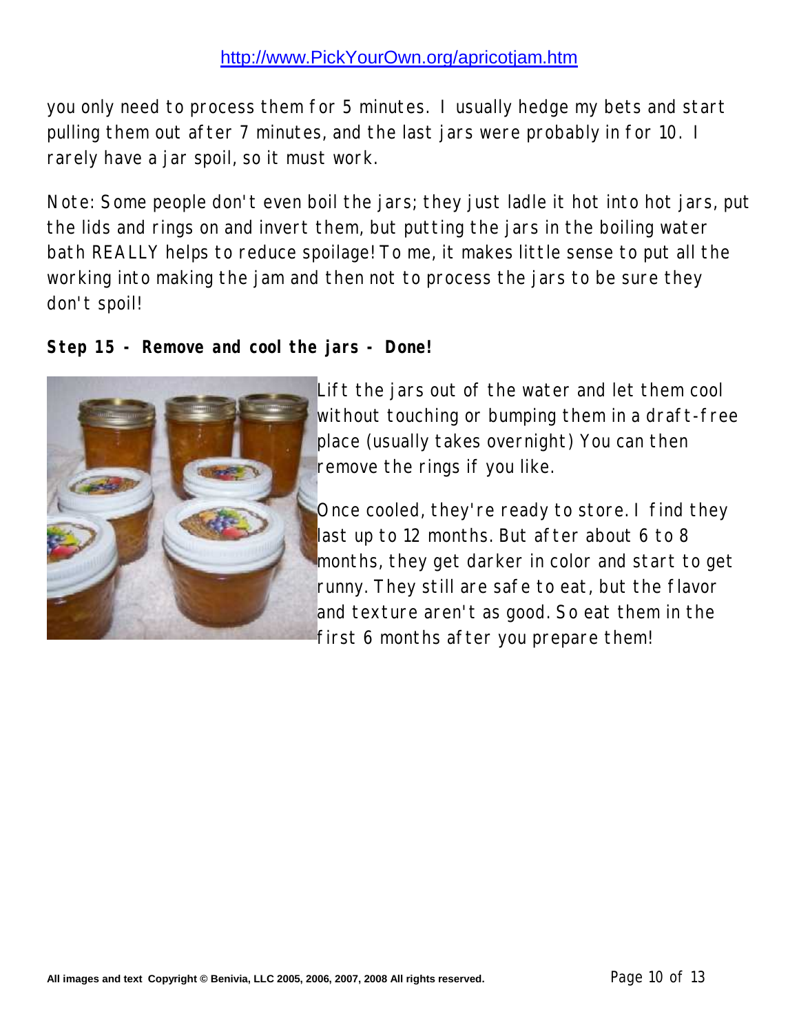you only need to process them for 5 minutes. I usually hedge my bets and start pulling them out after 7 minutes, and the last jars were probably in for 10. I rarely have a jar spoil, so it must work.

Note: Some people don't even boil the jars; they just ladle it hot into hot jars, put the lids and rings on and invert them, but putting the jars in the boiling water bath REALLY helps to reduce spoilage! To me, it makes little sense to put all the working into making the jam and then not to process the jars to be sure they don't spoil!

**Step 15 - Remove and cool the jars - Done!**

Lift the jars out of the water and let them cool without touching or bumping them in a draft-free place (usually takes overnight) You can then remove the rings if you like.

Once cooled, they're ready to store. I find they last up to 12 months. But after about 6 to 8 months, they get darker in color and start to get runny. They still are safe to eat, but the flavor and texture aren't as good. So eat them in the first 6 months after you prepare them!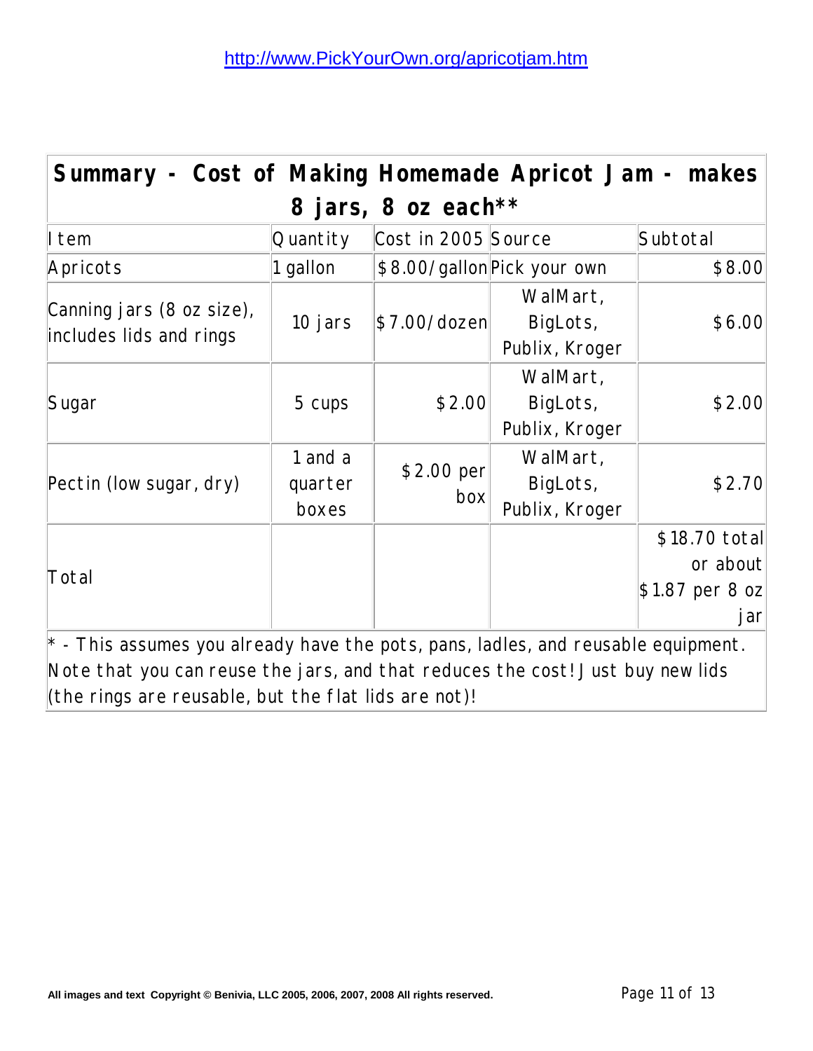http://www.PickYourOwn.org/apricotjam.htm

| Summary - Cost of Making Homemade Apricot Jam - makes 8 jars, 8 oz each** | | | | |
|---|---|---|---|---|
| Item | Quantity | Cost in 2005 | Source | Subtotal |
| Apricots | 1 gallon | $8.00/gallon | Pick your own | $8.00 |
| Canning jars (8 oz size), includes lids and rings | 10 jars | $7.00/dozen | WalMart, BigLots, Publix, Kroger | $6.00 |
| Sugar | 5 cups | $2.00 | WalMart, BigLots, Publix, Kroger | $2.00 |
| Pectin (low sugar, dry) | 1 and a quarter boxes | $2.00 per box | WalMart, BigLots, Publix, Kroger | $2.70 |
| Total | | | | $18.70 total or about $1.87 per 8 oz jar |
| * - This assumes you already have the pots, pans, ladles, and reusable equipment. Note that you can reuse the jars, and that reduces the cost! Just buy new lids (the rings are reusable, but the flat lids are not)! | | | | |

All images and text Copyright © Benivia, LLC 2005, 2006, 2007, 2008 All rights reserved.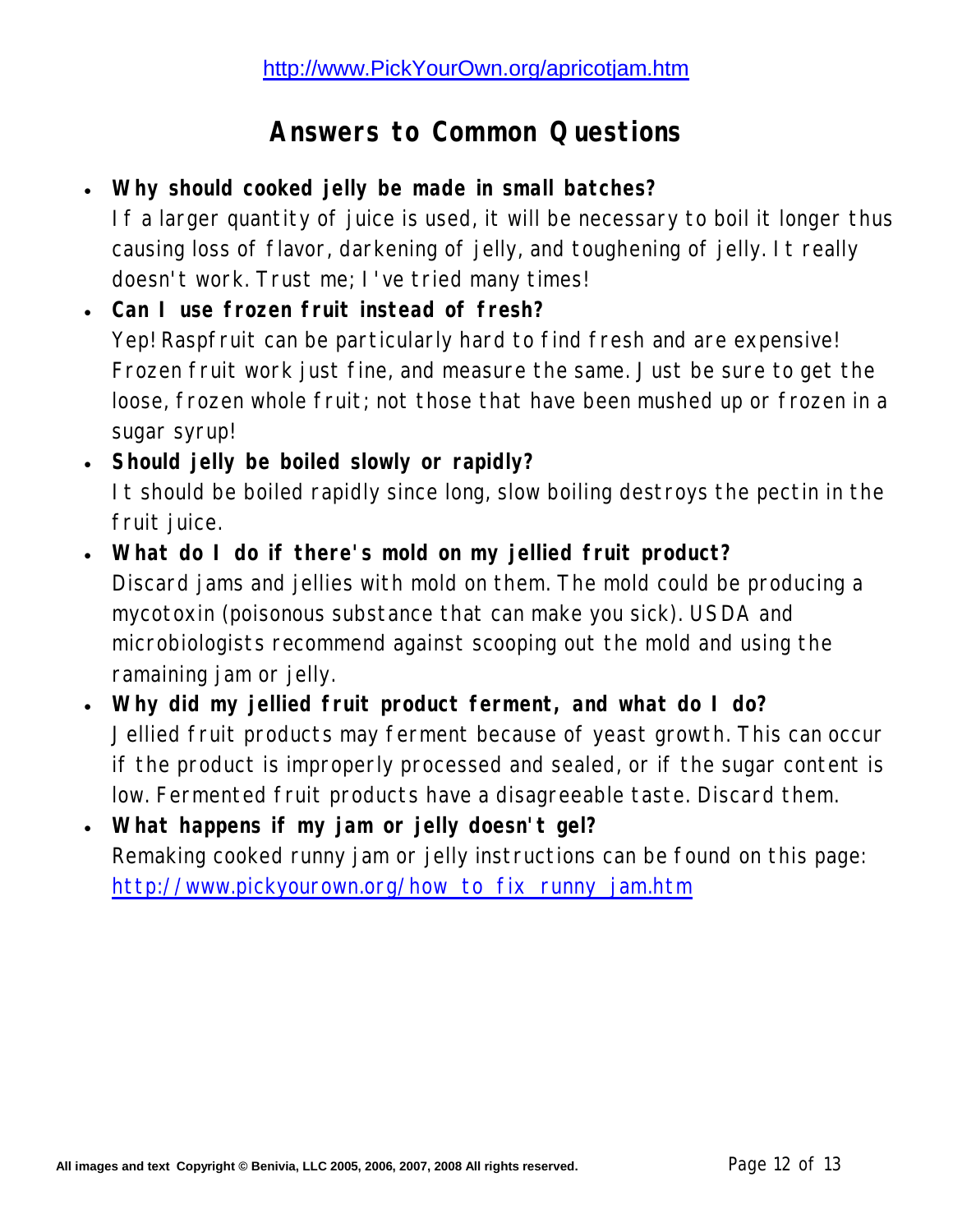http://www.PickYourOwn.org/apricotjam.htm

## Answers to Common Questions

- **Why should cooked jelly be made in small batches?**
  If a larger quantity of juice is used, it will be necessary to boil it longer thus causing loss of flavor, darkening of jelly, and toughening of jelly. It really doesn't work. Trust me; I've tried many times!
- **Can I use frozen fruit instead of fresh?**
  Yep! Raspfruit can be particularly hard to find fresh and are expensive! Frozen fruit work just fine, and measure the same. Just be sure to get the loose, frozen whole fruit; not those that have been mushed up or frozen in a sugar syrup!
- **Should jelly be boiled slowly or rapidly?**
  It should be boiled rapidly since long, slow boiling destroys the pectin in the fruit juice.
- **What do I do if there's mold on my jellied fruit product?**
  Discard jams and jellies with mold on them. The mold could be producing a mycotoxin (poisonous substance that can make you sick). USDA and microbiologists recommend against scooping out the mold and using the ramaining jam or jelly.
- **Why did my jellied fruit product ferment, and what do I do?**
  Jellied fruit products may ferment because of yeast growth. This can occur if the product is improperly processed and sealed, or if the sugar content is low. Fermented fruit products have a disagreeable taste. Discard them.
- **What happens if my jam or jelly doesn't gel?**
  Remaking cooked runny jam or jelly instructions can be found on this page: http://www.pickyourown.org/how_to_fix_runny_jam.htm

All images and text Copyright © Benivia, LLC 2005, 2006, 2007, 2008 All rights reserved.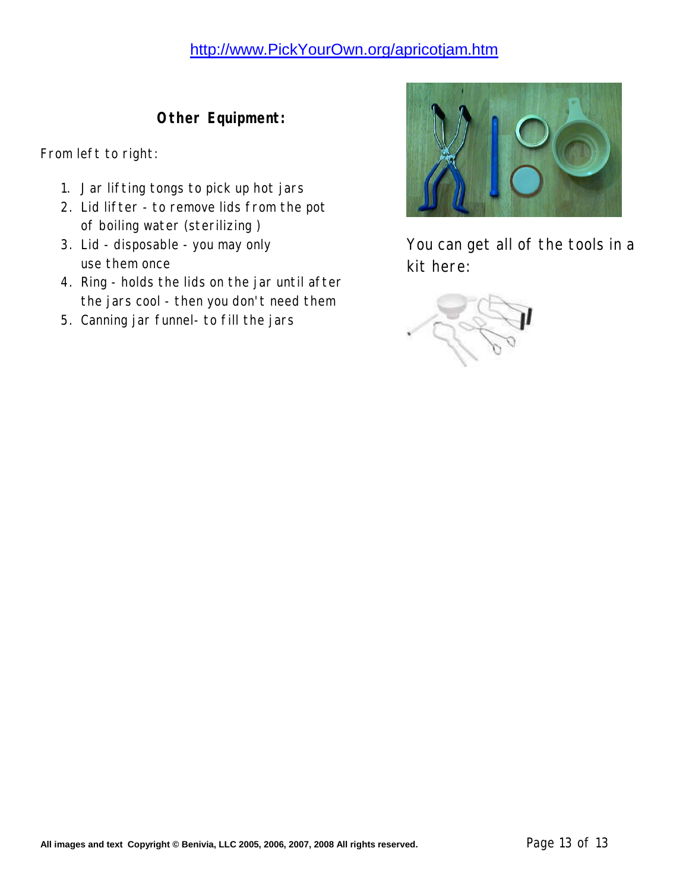### Other Equipment:

From left to right:

1. Jar lifting tongs to pick up hot jars
2. Lid lifter - to remove lids from the pot of boiling water (sterilizing )
3. Lid - disposable - you may only use them once
4. Ring - holds the lids on the jar until after the jars cool - then you don't need them
5. Canning jar funnel- to fill the jars

You can get all of the tools in a kit here:

All images and text Copyright © Benivia, LLC 2005, 2006, 2007, 2008 All rights reserved.